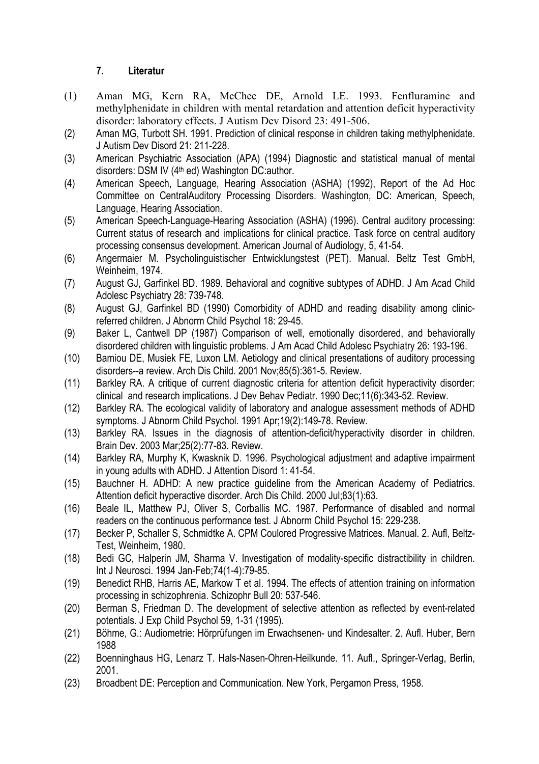## 7. Literatur

(1) Aman MG, Kern RA, McChee DE, Arnold LE. 1993. Fenfluramine and methylphenidate in children with mental retardation and attention deficit hyperactivity disorder: laboratory effects. J Autism Dev Disord 23: 491-506.

(2) Aman MG, Turbott SH. 1991. Prediction of clinical response in children taking methylphenidate. J Autism Dev Disord 21: 211-228.

(3) American Psychiatric Association (APA) (1994) Diagnostic and statistical manual of mental disorders: DSM IV (4th ed) Washington DC:author.

(4) American Speech, Language, Hearing Association (ASHA) (1992), Report of the Ad Hoc Committee on CentralAuditory Processing Disorders. Washington, DC: American, Speech, Language, Hearing Association.

(5) American Speech-Language-Hearing Association (ASHA) (1996). Central auditory processing: Current status of research and implications for clinical practice. Task force on central auditory processing consensus development. American Journal of Audiology, 5, 41-54.

(6) Angermaier M. Psycholinguistischer Entwicklungstest (PET). Manual. Beltz Test GmbH, Weinheim, 1974.

(7) August GJ, Garfinkel BD. 1989. Behavioral and cognitive subtypes of ADHD. J Am Acad Child Adolesc Psychiatry 28: 739-748.

(8) August GJ, Garfinkel BD (1990) Comorbidity of ADHD and reading disability among clinic-referred children. J Abnorm Child Psychol 18: 29-45.

(9) Baker L, Cantwell DP (1987) Comparison of well, emotionally disordered, and behaviorally disordered children with linguistic problems. J Am Acad Child Adolesc Psychiatry 26: 193-196.

(10) Bamiou DE, Musiek FE, Luxon LM. Aetiology and clinical presentations of auditory processing disorders--a review. Arch Dis Child. 2001 Nov;85(5):361-5. Review.

(11) Barkley RA. A critique of current diagnostic criteria for attention deficit hyperactivity disorder: clinical and research implications. J Dev Behav Pediatr. 1990 Dec;11(6):343-52. Review.

(12) Barkley RA. The ecological validity of laboratory and analogue assessment methods of ADHD symptoms. J Abnorm Child Psychol. 1991 Apr;19(2):149-78. Review.

(13) Barkley RA. Issues in the diagnosis of attention-deficit/hyperactivity disorder in children. Brain Dev. 2003 Mar;25(2):77-83. Review.

(14) Barkley RA, Murphy K, Kwasknik D. 1996. Psychological adjustment and adaptive impairment in young adults with ADHD. J Attention Disord 1: 41-54.

(15) Bauchner H. ADHD: A new practice guideline from the American Academy of Pediatrics. Attention deficit hyperactive disorder. Arch Dis Child. 2000 Jul;83(1):63.

(16) Beale IL, Matthew PJ, Oliver S, Corballis MC. 1987. Performance of disabled and normal readers on the continuous performance test. J Abnorm Child Psychol 15: 229-238.

(17) Becker P, Schaller S, Schmidtke A. CPM Coulored Progressive Matrices. Manual. 2. Aufl, Beltz-Test, Weinheim, 1980.

(18) Bedi GC, Halperin JM, Sharma V. Investigation of modality-specific distractibility in children. Int J Neurosci. 1994 Jan-Feb;74(1-4):79-85.

(19) Benedict RHB, Harris AE, Markow T et al. 1994. The effects of attention training on information processing in schizophrenia. Schizophr Bull 20: 537-546.

(20) Berman S, Friedman D. The development of selective attention as reflected by event-related potentials. J Exp Child Psychol 59, 1-31 (1995).

(21) Böhme, G.: Audiometrie: Hörprüfungen im Erwachsenen- und Kindesalter. 2. Aufl. Huber, Bern 1988

(22) Boenninghaus HG, Lenarz T. Hals-Nasen-Ohren-Heilkunde. 11. Aufl., Springer-Verlag, Berlin, 2001.

(23) Broadbent DE: Perception and Communication. New York, Pergamon Press, 1958.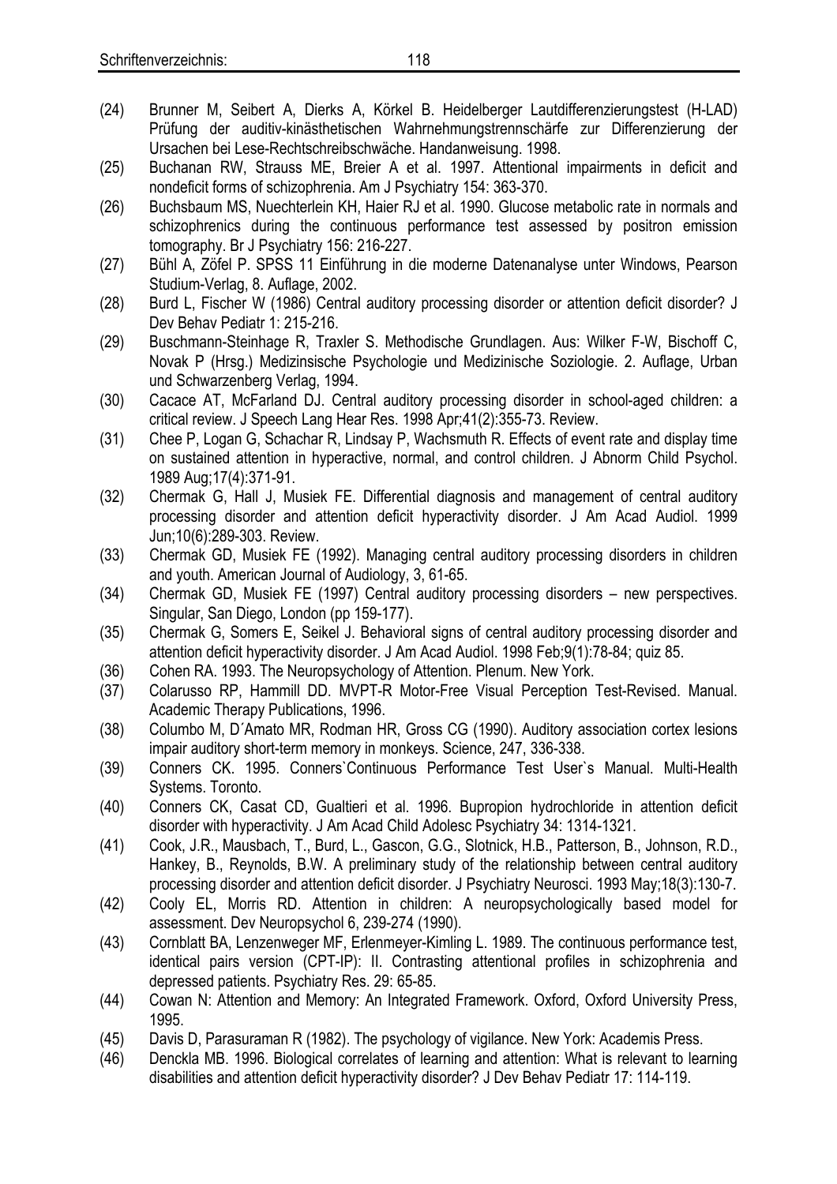(24) Brunner M, Seibert A, Dierks A, Körkel B. Heidelberger Lautdifferenzierungstest (H-LAD) Prüfung der auditiv-kinästhetischen Wahrnehmungstrennschärfe zur Differenzierung der Ursachen bei Lese-Rechtschreibschwäche. Handanweisung. 1998.

(25) Buchanan RW, Strauss ME, Breier A et al. 1997. Attentional impairments in deficit and nondeficit forms of schizophrenia. Am J Psychiatry 154: 363-370.

(26) Buchsbaum MS, Nuechterlein KH, Haier RJ et al. 1990. Glucose metabolic rate in normals and schizophrenics during the continuous performance test assessed by positron emission tomography. Br J Psychiatry 156: 216-227.

(27) Bühl A, Zöfel P. SPSS 11 Einführung in die moderne Datenanalyse unter Windows, Pearson Studium-Verlag, 8. Auflage, 2002.

(28) Burd L, Fischer W (1986) Central auditory processing disorder or attention deficit disorder? J Dev Behav Pediatr 1: 215-216.

(29) Buschmann-Steinhage R, Traxler S. Methodische Grundlagen. Aus: Wilker F-W, Bischoff C, Novak P (Hrsg.) Medizinsische Psychologie und Medizinische Soziologie. 2. Auflage, Urban und Schwarzenberg Verlag, 1994.

(30) Cacace AT, McFarland DJ. Central auditory processing disorder in school-aged children: a critical review. J Speech Lang Hear Res. 1998 Apr;41(2):355-73. Review.

(31) Chee P, Logan G, Schachar R, Lindsay P, Wachsmuth R. Effects of event rate and display time on sustained attention in hyperactive, normal, and control children. J Abnorm Child Psychol. 1989 Aug;17(4):371-91.

(32) Chermak G, Hall J, Musiek FE. Differential diagnosis and management of central auditory processing disorder and attention deficit hyperactivity disorder. J Am Acad Audiol. 1999 Jun;10(6):289-303. Review.

(33) Chermak GD, Musiek FE (1992). Managing central auditory processing disorders in children and youth. American Journal of Audiology, 3, 61-65.

(34) Chermak GD, Musiek FE (1997) Central auditory processing disorders – new perspectives. Singular, San Diego, London (pp 159-177).

(35) Chermak G, Somers E, Seikel J. Behavioral signs of central auditory processing disorder and attention deficit hyperactivity disorder. J Am Acad Audiol. 1998 Feb;9(1):78-84; quiz 85.

(36) Cohen RA. 1993. The Neuropsychology of Attention. Plenum. New York.

(37) Colarusso RP, Hammill DD. MVPT-R Motor-Free Visual Perception Test-Revised. Manual. Academic Therapy Publications, 1996.

(38) Columbo M, D´Amato MR, Rodman HR, Gross CG (1990). Auditory association cortex lesions impair auditory short-term memory in monkeys. Science, 247, 336-338.

(39) Conners CK. 1995. Conners`Continuous Performance Test User`s Manual. Multi-Health Systems. Toronto.

(40) Conners CK, Casat CD, Gualtieri et al. 1996. Bupropion hydrochloride in attention deficit disorder with hyperactivity. J Am Acad Child Adolesc Psychiatry 34: 1314-1321.

(41) Cook, J.R., Mausbach, T., Burd, L., Gascon, G.G., Slotnick, H.B., Patterson, B., Johnson, R.D., Hankey, B., Reynolds, B.W. A preliminary study of the relationship between central auditory processing disorder and attention deficit disorder. J Psychiatry Neurosci. 1993 May;18(3):130-7.

(42) Cooly EL, Morris RD. Attention in children: A neuropsychologically based model for assessment. Dev Neuropsychol 6, 239-274 (1990).

(43) Cornblatt BA, Lenzenweger MF, Erlenmeyer-Kimling L. 1989. The continuous performance test, identical pairs version (CPT-IP): II. Contrasting attentional profiles in schizophrenia and depressed patients. Psychiatry Res. 29: 65-85.

(44) Cowan N: Attention and Memory: An Integrated Framework. Oxford, Oxford University Press, 1995.

(45) Davis D, Parasuraman R (1982). The psychology of vigilance. New York: Academis Press.

(46) Denckla MB. 1996. Biological correlates of learning and attention: What is relevant to learning disabilities and attention deficit hyperactivity disorder? J Dev Behav Pediatr 17: 114-119.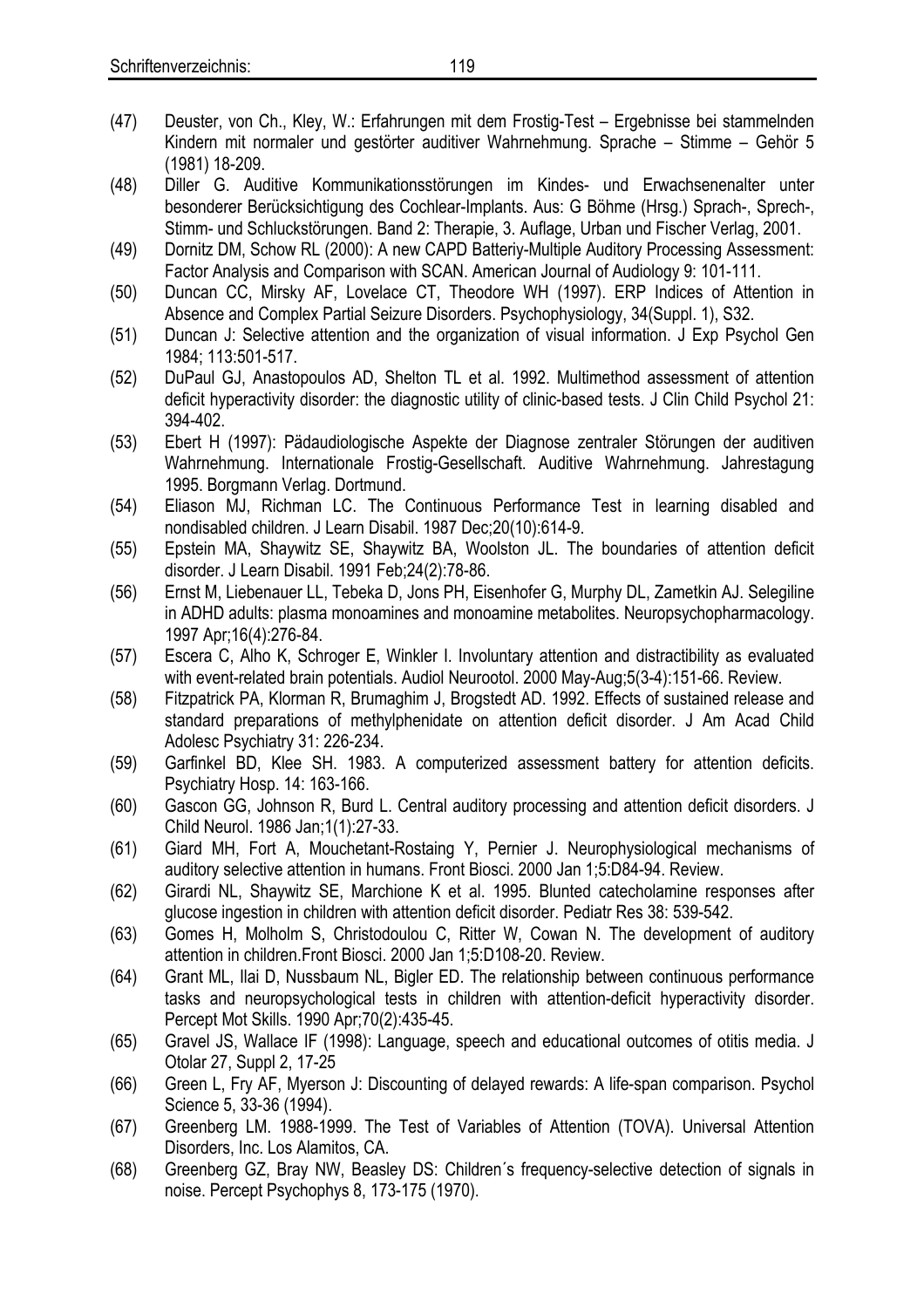(47) Deuster, von Ch., Kley, W.: Erfahrungen mit dem Frostig-Test – Ergebnisse bei stammelnden Kindern mit normaler und gestörter auditiver Wahrnehmung. Sprache – Stimme – Gehör 5 (1981) 18-209.

(48) Diller G. Auditive Kommunikationsstörungen im Kindes- und Erwachsenenalter unter besonderer Berücksichtigung des Cochlear-Implants. Aus: G Böhme (Hrsg.) Sprach-, Sprech-, Stimm- und Schluckstörungen. Band 2: Therapie, 3. Auflage, Urban und Fischer Verlag, 2001.

(49) Dornitz DM, Schow RL (2000): A new CAPD Batteriy-Multiple Auditory Processing Assessment: Factor Analysis and Comparison with SCAN. American Journal of Audiology 9: 101-111.

(50) Duncan CC, Mirsky AF, Lovelace CT, Theodore WH (1997). ERP Indices of Attention in Absence and Complex Partial Seizure Disorders. Psychophysiology, 34(Suppl. 1), S32.

(51) Duncan J: Selective attention and the organization of visual information. J Exp Psychol Gen 1984; 113:501-517.

(52) DuPaul GJ, Anastopoulos AD, Shelton TL et al. 1992. Multimethod assessment of attention deficit hyperactivity disorder: the diagnostic utility of clinic-based tests. J Clin Child Psychol 21: 394-402.

(53) Ebert H (1997): Pädaudiologische Aspekte der Diagnose zentraler Störungen der auditiven Wahrnehmung. Internationale Frostig-Gesellschaft. Auditive Wahrnehmung. Jahrestagung 1995. Borgmann Verlag. Dortmund.

(54) Eliason MJ, Richman LC. The Continuous Performance Test in learning disabled and nondisabled children. J Learn Disabil. 1987 Dec;20(10):614-9.

(55) Epstein MA, Shaywitz SE, Shaywitz BA, Woolston JL. The boundaries of attention deficit disorder. J Learn Disabil. 1991 Feb;24(2):78-86.

(56) Ernst M, Liebenauer LL, Tebeka D, Jons PH, Eisenhofer G, Murphy DL, Zametkin AJ. Selegiline in ADHD adults: plasma monoamines and monoamine metabolites. Neuropsychopharmacology. 1997 Apr;16(4):276-84.

(57) Escera C, Alho K, Schroger E, Winkler I. Involuntary attention and distractibility as evaluated with event-related brain potentials. Audiol Neurootol. 2000 May-Aug;5(3-4):151-66. Review.

(58) Fitzpatrick PA, Klorman R, Brumaghim J, Brogstedt AD. 1992. Effects of sustained release and standard preparations of methylphenidate on attention deficit disorder. J Am Acad Child Adolesc Psychiatry 31: 226-234.

(59) Garfinkel BD, Klee SH. 1983. A computerized assessment battery for attention deficits. Psychiatry Hosp. 14: 163-166.

(60) Gascon GG, Johnson R, Burd L. Central auditory processing and attention deficit disorders. J Child Neurol. 1986 Jan;1(1):27-33.

(61) Giard MH, Fort A, Mouchetant-Rostaing Y, Pernier J. Neurophysiological mechanisms of auditory selective attention in humans. Front Biosci. 2000 Jan 1;5:D84-94. Review.

(62) Girardi NL, Shaywitz SE, Marchione K et al. 1995. Blunted catecholamine responses after glucose ingestion in children with attention deficit disorder. Pediatr Res 38: 539-542.

(63) Gomes H, Molholm S, Christodoulou C, Ritter W, Cowan N. The development of auditory attention in children.Front Biosci. 2000 Jan 1;5:D108-20. Review.

(64) Grant ML, Ilai D, Nussbaum NL, Bigler ED. The relationship between continuous performance tasks and neuropsychological tests in children with attention-deficit hyperactivity disorder. Percept Mot Skills. 1990 Apr;70(2):435-45.

(65) Gravel JS, Wallace IF (1998): Language, speech and educational outcomes of otitis media. J Otolar 27, Suppl 2, 17-25

(66) Green L, Fry AF, Myerson J: Discounting of delayed rewards: A life-span comparison. Psychol Science 5, 33-36 (1994).

(67) Greenberg LM. 1988-1999. The Test of Variables of Attention (TOVA). Universal Attention Disorders, Inc. Los Alamitos, CA.

(68) Greenberg GZ, Bray NW, Beasley DS: Children´s frequency-selective detection of signals in noise. Percept Psychophys 8, 173-175 (1970).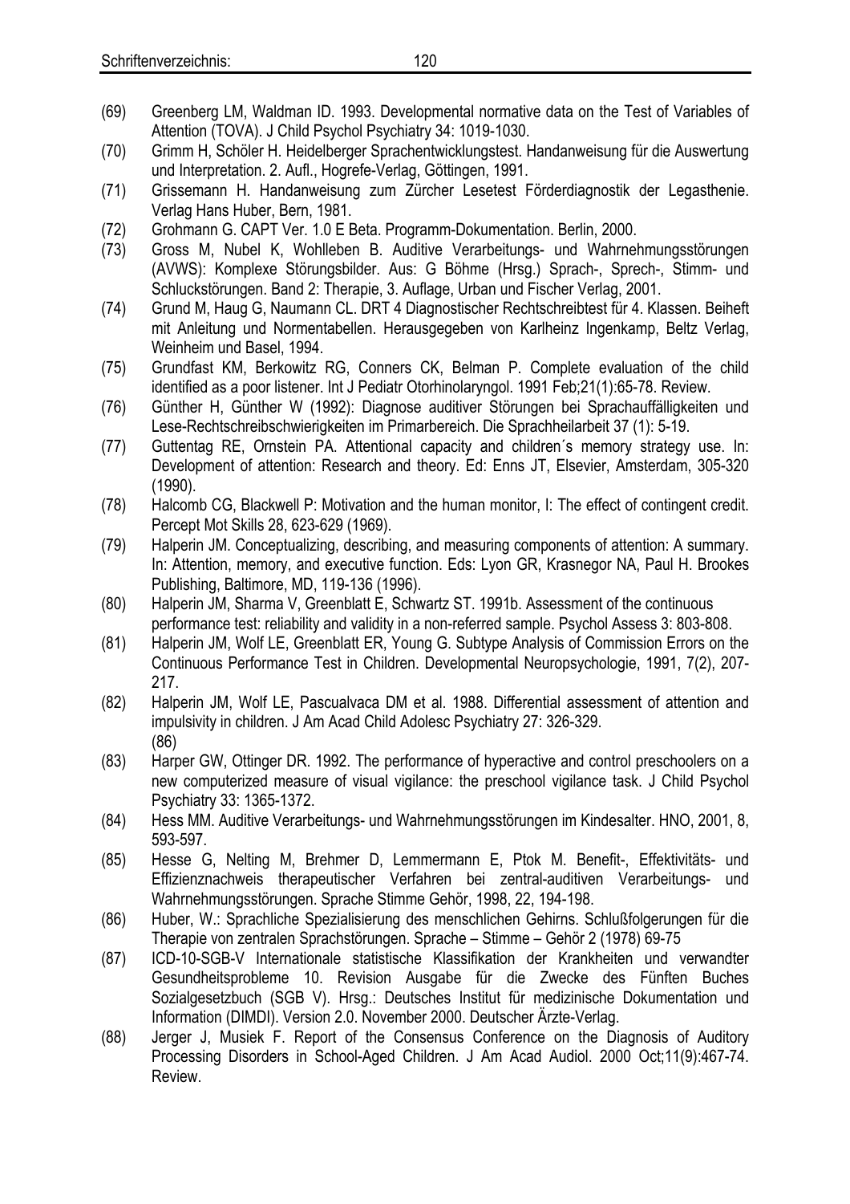(69) Greenberg LM, Waldman ID. 1993. Developmental normative data on the Test of Variables of Attention (TOVA). J Child Psychol Psychiatry 34: 1019-1030.

(70) Grimm H, Schöler H. Heidelberger Sprachentwicklungstest. Handanweisung für die Auswertung und Interpretation. 2. Aufl., Hogrefe-Verlag, Göttingen, 1991.

(71) Grissemann H. Handanweisung zum Zürcher Lesetest Förderdiagnostik der Legasthenie. Verlag Hans Huber, Bern, 1981.

(72) Grohmann G. CAPT Ver. 1.0 E Beta. Programm-Dokumentation. Berlin, 2000.

(73) Gross M, Nubel K, Wohlleben B. Auditive Verarbeitungs- und Wahrnehmungsstörungen (AVWS): Komplexe Störungsbilder. Aus: G Böhme (Hrsg.) Sprach-, Sprech-, Stimm- und Schluckstörungen. Band 2: Therapie, 3. Auflage, Urban und Fischer Verlag, 2001.

(74) Grund M, Haug G, Naumann CL. DRT 4 Diagnostischer Rechtschreibtest für 4. Klassen. Beiheft mit Anleitung und Normentabellen. Herausgegeben von Karlheinz Ingenkamp, Beltz Verlag, Weinheim und Basel, 1994.

(75) Grundfast KM, Berkowitz RG, Conners CK, Belman P. Complete evaluation of the child identified as a poor listener. Int J Pediatr Otorhinolaryngol. 1991 Feb;21(1):65-78. Review.

(76) Günther H, Günther W (1992): Diagnose auditiver Störungen bei Sprachauffälligkeiten und Lese-Rechtschreibschwierigkeiten im Primarbereich. Die Sprachheilarbeit 37 (1): 5-19.

(77) Guttentag RE, Ornstein PA. Attentional capacity and children´s memory strategy use. In: Development of attention: Research and theory. Ed: Enns JT, Elsevier, Amsterdam, 305-320 (1990).

(78) Halcomb CG, Blackwell P: Motivation and the human monitor, I: The effect of contingent credit. Percept Mot Skills 28, 623-629 (1969).

(79) Halperin JM. Conceptualizing, describing, and measuring components of attention: A summary. In: Attention, memory, and executive function. Eds: Lyon GR, Krasnegor NA, Paul H. Brookes Publishing, Baltimore, MD, 119-136 (1996).

(80) Halperin JM, Sharma V, Greenblatt E, Schwartz ST. 1991b. Assessment of the continuous performance test: reliability and validity in a non-referred sample. Psychol Assess 3: 803-808.

(81) Halperin JM, Wolf LE, Greenblatt ER, Young G. Subtype Analysis of Commission Errors on the Continuous Performance Test in Children. Developmental Neuropsychologie, 1991, 7(2), 207-217.

(82) Halperin JM, Wolf LE, Pascualvaca DM et al. 1988. Differential assessment of attention and impulsivity in children. J Am Acad Child Adolesc Psychiatry 27: 326-329. (86)

(83) Harper GW, Ottinger DR. 1992. The performance of hyperactive and control preschoolers on a new computerized measure of visual vigilance: the preschool vigilance task. J Child Psychol Psychiatry 33: 1365-1372.

(84) Hess MM. Auditive Verarbeitungs- und Wahrnehmungsstörungen im Kindesalter. HNO, 2001, 8, 593-597.

(85) Hesse G, Nelting M, Brehmer D, Lemmermann E, Ptok M. Benefit-, Effektivitäts- und Effizienznachweis therapeutischer Verfahren bei zentral-auditiven Verarbeitungs- und Wahrnehmungsstörungen. Sprache Stimme Gehör, 1998, 22, 194-198.

(86) Huber, W.: Sprachliche Spezialisierung des menschlichen Gehirns. Schlußfolgerungen für die Therapie von zentralen Sprachstörungen. Sprache – Stimme – Gehör 2 (1978) 69-75

(87) ICD-10-SGB-V Internationale statistische Klassifikation der Krankheiten und verwandter Gesundheitsprobleme 10. Revision Ausgabe für die Zwecke des Fünften Buches Sozialgesetzbuch (SGB V). Hrsg.: Deutsches Institut für medizinische Dokumentation und Information (DIMDI). Version 2.0. November 2000. Deutscher Ärzte-Verlag.

(88) Jerger J, Musiek F. Report of the Consensus Conference on the Diagnosis of Auditory Processing Disorders in School-Aged Children. J Am Acad Audiol. 2000 Oct;11(9):467-74. Review.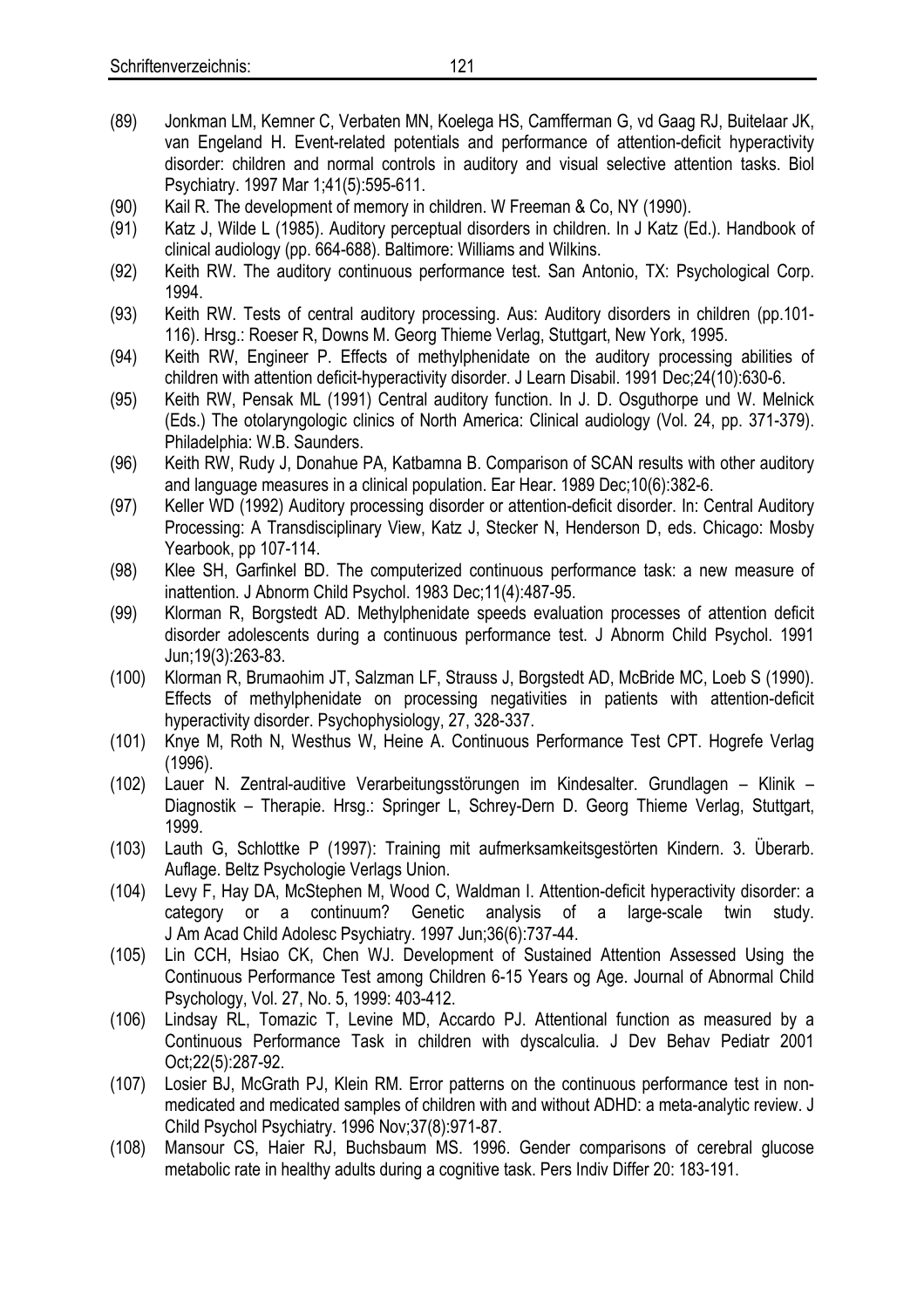(89) Jonkman LM, Kemner C, Verbaten MN, Koelega HS, Camfferman G, vd Gaag RJ, Buitelaar JK, van Engeland H. Event-related potentials and performance of attention-deficit hyperactivity disorder: children and normal controls in auditory and visual selective attention tasks. Biol Psychiatry. 1997 Mar 1;41(5):595-611.

(90) Kail R. The development of memory in children. W Freeman & Co, NY (1990).

(91) Katz J, Wilde L (1985). Auditory perceptual disorders in children. In J Katz (Ed.). Handbook of clinical audiology (pp. 664-688). Baltimore: Williams and Wilkins.

(92) Keith RW. The auditory continuous performance test. San Antonio, TX: Psychological Corp. 1994.

(93) Keith RW. Tests of central auditory processing. Aus: Auditory disorders in children (pp.101-116). Hrsg.: Roeser R, Downs M. Georg Thieme Verlag, Stuttgart, New York, 1995.

(94) Keith RW, Engineer P. Effects of methylphenidate on the auditory processing abilities of children with attention deficit-hyperactivity disorder. J Learn Disabil. 1991 Dec;24(10):630-6.

(95) Keith RW, Pensak ML (1991) Central auditory function. In J. D. Osguthorpe und W. Melnick (Eds.) The otolaryngologic clinics of North America: Clinical audiology (Vol. 24, pp. 371-379). Philadelphia: W.B. Saunders.

(96) Keith RW, Rudy J, Donahue PA, Katbamna B. Comparison of SCAN results with other auditory and language measures in a clinical population. Ear Hear. 1989 Dec;10(6):382-6.

(97) Keller WD (1992) Auditory processing disorder or attention-deficit disorder. In: Central Auditory Processing: A Transdisciplinary View, Katz J, Stecker N, Henderson D, eds. Chicago: Mosby Yearbook, pp 107-114.

(98) Klee SH, Garfinkel BD. The computerized continuous performance task: a new measure of inattention. J Abnorm Child Psychol. 1983 Dec;11(4):487-95.

(99) Klorman R, Borgstedt AD. Methylphenidate speeds evaluation processes of attention deficit disorder adolescents during a continuous performance test. J Abnorm Child Psychol. 1991 Jun;19(3):263-83.

(100) Klorman R, Brumaohim JT, Salzman LF, Strauss J, Borgstedt AD, McBride MC, Loeb S (1990). Effects of methylphenidate on processing negativities in patients with attention-deficit hyperactivity disorder. Psychophysiology, 27, 328-337.

(101) Knye M, Roth N, Westhus W, Heine A. Continuous Performance Test CPT. Hogrefe Verlag (1996).

(102) Lauer N. Zentral-auditive Verarbeitungsstörungen im Kindesalter. Grundlagen – Klinik – Diagnostik – Therapie. Hrsg.: Springer L, Schrey-Dern D. Georg Thieme Verlag, Stuttgart, 1999.

(103) Lauth G, Schlottke P (1997): Training mit aufmerksamkeitsgestörten Kindern. 3. Überarb. Auflage. Beltz Psychologie Verlags Union.

(104) Levy F, Hay DA, McStephen M, Wood C, Waldman I. Attention-deficit hyperactivity disorder: a category or a continuum? Genetic analysis of a large-scale twin study. J Am Acad Child Adolesc Psychiatry. 1997 Jun;36(6):737-44.

(105) Lin CCH, Hsiao CK, Chen WJ. Development of Sustained Attention Assessed Using the Continuous Performance Test among Children 6-15 Years og Age. Journal of Abnormal Child Psychology, Vol. 27, No. 5, 1999: 403-412.

(106) Lindsay RL, Tomazic T, Levine MD, Accardo PJ. Attentional function as measured by a Continuous Performance Task in children with dyscalculia. J Dev Behav Pediatr 2001 Oct;22(5):287-92.

(107) Losier BJ, McGrath PJ, Klein RM. Error patterns on the continuous performance test in non-medicated and medicated samples of children with and without ADHD: a meta-analytic review. J Child Psychol Psychiatry. 1996 Nov;37(8):971-87.

(108) Mansour CS, Haier RJ, Buchsbaum MS. 1996. Gender comparisons of cerebral glucose metabolic rate in healthy adults during a cognitive task. Pers Indiv Differ 20: 183-191.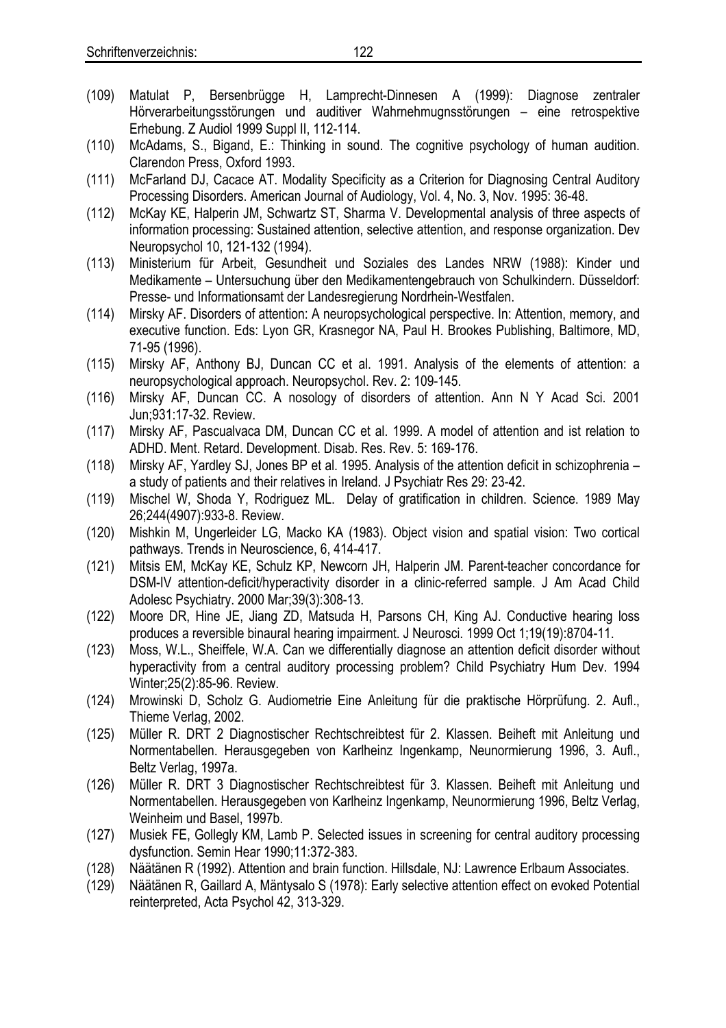- (109) Matulat P, Bersenbrügge H, Lamprecht-Dinnesen A (1999): Diagnose zentraler Hörverarbeitungsstörungen und auditiver Wahrnehmugnsstörungen – eine retrospektive Erhebung. Z Audiol 1999 Suppl II, 112-114.
- (110) McAdams, S., Bigand, E.: Thinking in sound. The cognitive psychology of human audition. Clarendon Press, Oxford 1993.
- (111) McFarland DJ, Cacace AT. Modality Specificity as a Criterion for Diagnosing Central Auditory Processing Disorders. American Journal of Audiology, Vol. 4, No. 3, Nov. 1995: 36-48.
- (112) McKay KE, Halperin JM, Schwartz ST, Sharma V. Developmental analysis of three aspects of information processing: Sustained attention, selective attention, and response organization. Dev Neuropsychol 10, 121-132 (1994).
- (113) Ministerium für Arbeit, Gesundheit und Soziales des Landes NRW (1988): Kinder und Medikamente – Untersuchung über den Medikamentengebrauch von Schulkindern. Düsseldorf: Presse- und Informationsamt der Landesregierung Nordrhein-Westfalen.
- (114) Mirsky AF. Disorders of attention: A neuropsychological perspective. In: Attention, memory, and executive function. Eds: Lyon GR, Krasnegor NA, Paul H. Brookes Publishing, Baltimore, MD, 71-95 (1996).
- (115) Mirsky AF, Anthony BJ, Duncan CC et al. 1991. Analysis of the elements of attention: a neuropsychological approach. Neuropsychol. Rev. 2: 109-145.
- (116) Mirsky AF, Duncan CC. A nosology of disorders of attention. Ann N Y Acad Sci. 2001 Jun;931:17-32. Review.
- (117) Mirsky AF, Pascualvaca DM, Duncan CC et al. 1999. A model of attention and ist relation to ADHD. Ment. Retard. Development. Disab. Res. Rev. 5: 169-176.
- (118) Mirsky AF, Yardley SJ, Jones BP et al. 1995. Analysis of the attention deficit in schizophrenia – a study of patients and their relatives in Ireland. J Psychiatr Res 29: 23-42.
- (119) Mischel W, Shoda Y, Rodriguez ML. Delay of gratification in children. Science. 1989 May 26;244(4907):933-8. Review.
- (120) Mishkin M, Ungerleider LG, Macko KA (1983). Object vision and spatial vision: Two cortical pathways. Trends in Neuroscience, 6, 414-417.
- (121) Mitsis EM, McKay KE, Schulz KP, Newcorn JH, Halperin JM. Parent-teacher concordance for DSM-IV attention-deficit/hyperactivity disorder in a clinic-referred sample. J Am Acad Child Adolesc Psychiatry. 2000 Mar;39(3):308-13.
- (122) Moore DR, Hine JE, Jiang ZD, Matsuda H, Parsons CH, King AJ. Conductive hearing loss produces a reversible binaural hearing impairment. J Neurosci. 1999 Oct 1;19(19):8704-11.
- (123) Moss, W.L., Sheiffele, W.A. Can we differentially diagnose an attention deficit disorder without hyperactivity from a central auditory processing problem? Child Psychiatry Hum Dev. 1994 Winter;25(2):85-96. Review.
- (124) Mrowinski D, Scholz G. Audiometrie Eine Anleitung für die praktische Hörprüfung. 2. Aufl., Thieme Verlag, 2002.
- (125) Müller R. DRT 2 Diagnostischer Rechtschreibtest für 2. Klassen. Beiheft mit Anleitung und Normentabellen. Herausgegeben von Karlheinz Ingenkamp, Neunormierung 1996, 3. Aufl., Beltz Verlag, 1997a.
- (126) Müller R. DRT 3 Diagnostischer Rechtschreibtest für 3. Klassen. Beiheft mit Anleitung und Normentabellen. Herausgegeben von Karlheinz Ingenkamp, Neunormierung 1996, Beltz Verlag, Weinheim und Basel, 1997b.
- (127) Musiek FE, Gollegly KM, Lamb P. Selected issues in screening for central auditory processing dysfunction. Semin Hear 1990;11:372-383.
- (128) Näätänen R (1992). Attention and brain function. Hillsdale, NJ: Lawrence Erlbaum Associates.
- (129) Näätänen R, Gaillard A, Mäntysalo S (1978): Early selective attention effect on evoked Potential reinterpreted, Acta Psychol 42, 313-329.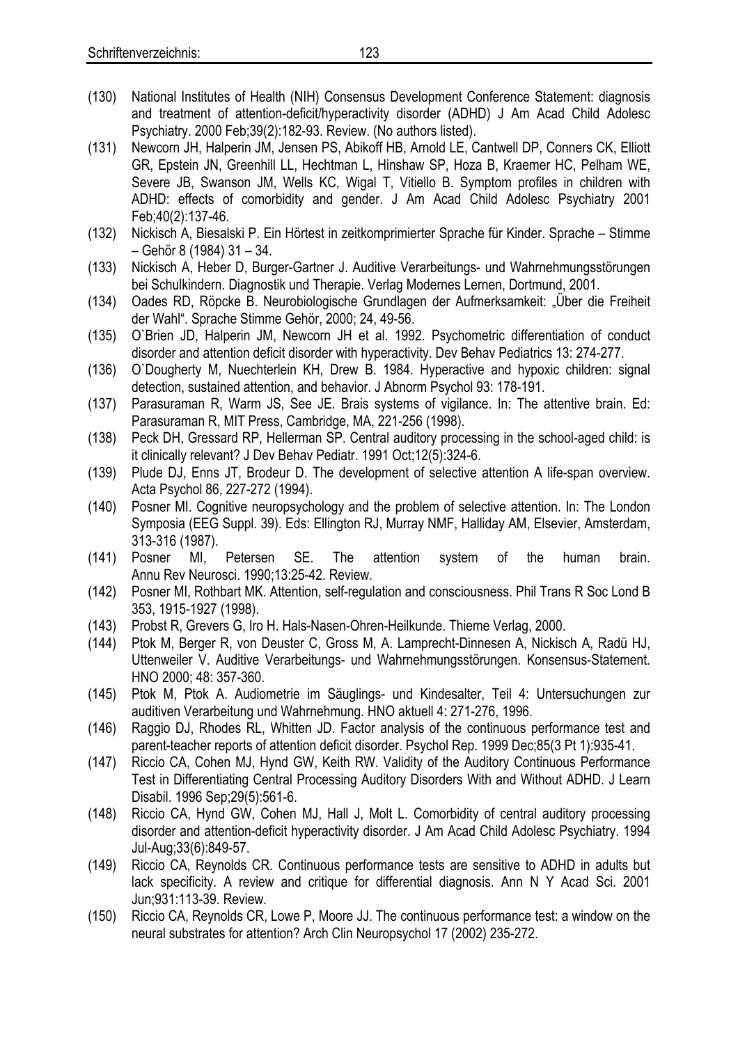(130) National Institutes of Health (NIH) Consensus Development Conference Statement: diagnosis and treatment of attention-deficit/hyperactivity disorder (ADHD) J Am Acad Child Adolesc Psychiatry. 2000 Feb;39(2):182-93. Review. (No authors listed).

(131) Newcorn JH, Halperin JM, Jensen PS, Abikoff HB, Arnold LE, Cantwell DP, Conners CK, Elliott GR, Epstein JN, Greenhill LL, Hechtman L, Hinshaw SP, Hoza B, Kraemer HC, Pelham WE, Severe JB, Swanson JM, Wells KC, Wigal T, Vitiello B. Symptom profiles in children with ADHD: effects of comorbidity and gender. J Am Acad Child Adolesc Psychiatry 2001 Feb;40(2):137-46.

(132) Nickisch A, Biesalski P. Ein Hörtest in zeitkomprimierter Sprache für Kinder. Sprache – Stimme – Gehör 8 (1984) 31 – 34.

(133) Nickisch A, Heber D, Burger-Gartner J. Auditive Verarbeitungs- und Wahrnehmungsstörungen bei Schulkindern. Diagnostik und Therapie. Verlag Modernes Lernen, Dortmund, 2001.

(134) Oades RD, Röpcke B. Neurobiologische Grundlagen der Aufmerksamkeit: „Über die Freiheit der Wahl". Sprache Stimme Gehör, 2000; 24, 49-56.

(135) O`Brien JD, Halperin JM, Newcorn JH et al. 1992. Psychometric differentiation of conduct disorder and attention deficit disorder with hyperactivity. Dev Behav Pediatrics 13: 274-277.

(136) O`Dougherty M, Nuechterlein KH, Drew B. 1984. Hyperactive and hypoxic children: signal detection, sustained attention, and behavior. J Abnorm Psychol 93: 178-191.

(137) Parasuraman R, Warm JS, See JE. Brais systems of vigilance. In: The attentive brain. Ed: Parasuraman R, MIT Press, Cambridge, MA, 221-256 (1998).

(138) Peck DH, Gressard RP, Hellerman SP. Central auditory processing in the school-aged child: is it clinically relevant? J Dev Behav Pediatr. 1991 Oct;12(5):324-6.

(139) Plude DJ, Enns JT, Brodeur D. The development of selective attention A life-span overview. Acta Psychol 86, 227-272 (1994).

(140) Posner MI. Cognitive neuropsychology and the problem of selective attention. In: The London Symposia (EEG Suppl. 39). Eds: Ellington RJ, Murray NMF, Halliday AM, Elsevier, Amsterdam, 313-316 (1987).

(141) Posner MI, Petersen SE. The attention system of the human brain. Annu Rev Neurosci. 1990;13:25-42. Review.

(142) Posner MI, Rothbart MK. Attention, self-regulation and consciousness. Phil Trans R Soc Lond B 353, 1915-1927 (1998).

(143) Probst R, Grevers G, Iro H. Hals-Nasen-Ohren-Heilkunde. Thieme Verlag, 2000.

(144) Ptok M, Berger R, von Deuster C, Gross M, A. Lamprecht-Dinnesen A, Nickisch A, Radü HJ, Uttenweiler V. Auditive Verarbeitungs- und Wahrnehmungsstörungen. Konsensus-Statement. HNO 2000; 48: 357-360.

(145) Ptok M, Ptok A. Audiometrie im Säuglings- und Kindesalter, Teil 4: Untersuchungen zur auditiven Verarbeitung und Wahrnehmung. HNO aktuell 4: 271-276, 1996.

(146) Raggio DJ, Rhodes RL, Whitten JD. Factor analysis of the continuous performance test and parent-teacher reports of attention deficit disorder. Psychol Rep. 1999 Dec;85(3 Pt 1):935-41.

(147) Riccio CA, Cohen MJ, Hynd GW, Keith RW. Validity of the Auditory Continuous Performance Test in Differentiating Central Processing Auditory Disorders With and Without ADHD. J Learn Disabil. 1996 Sep;29(5):561-6.

(148) Riccio CA, Hynd GW, Cohen MJ, Hall J, Molt L. Comorbidity of central auditory processing disorder and attention-deficit hyperactivity disorder. J Am Acad Child Adolesc Psychiatry. 1994 Jul-Aug;33(6):849-57.

(149) Riccio CA, Reynolds CR. Continuous performance tests are sensitive to ADHD in adults but lack specificity. A review and critique for differential diagnosis. Ann N Y Acad Sci. 2001 Jun;931:113-39. Review.

(150) Riccio CA, Reynolds CR, Lowe P, Moore JJ. The continuous performance test: a window on the neural substrates for attention? Arch Clin Neuropsychol 17 (2002) 235-272.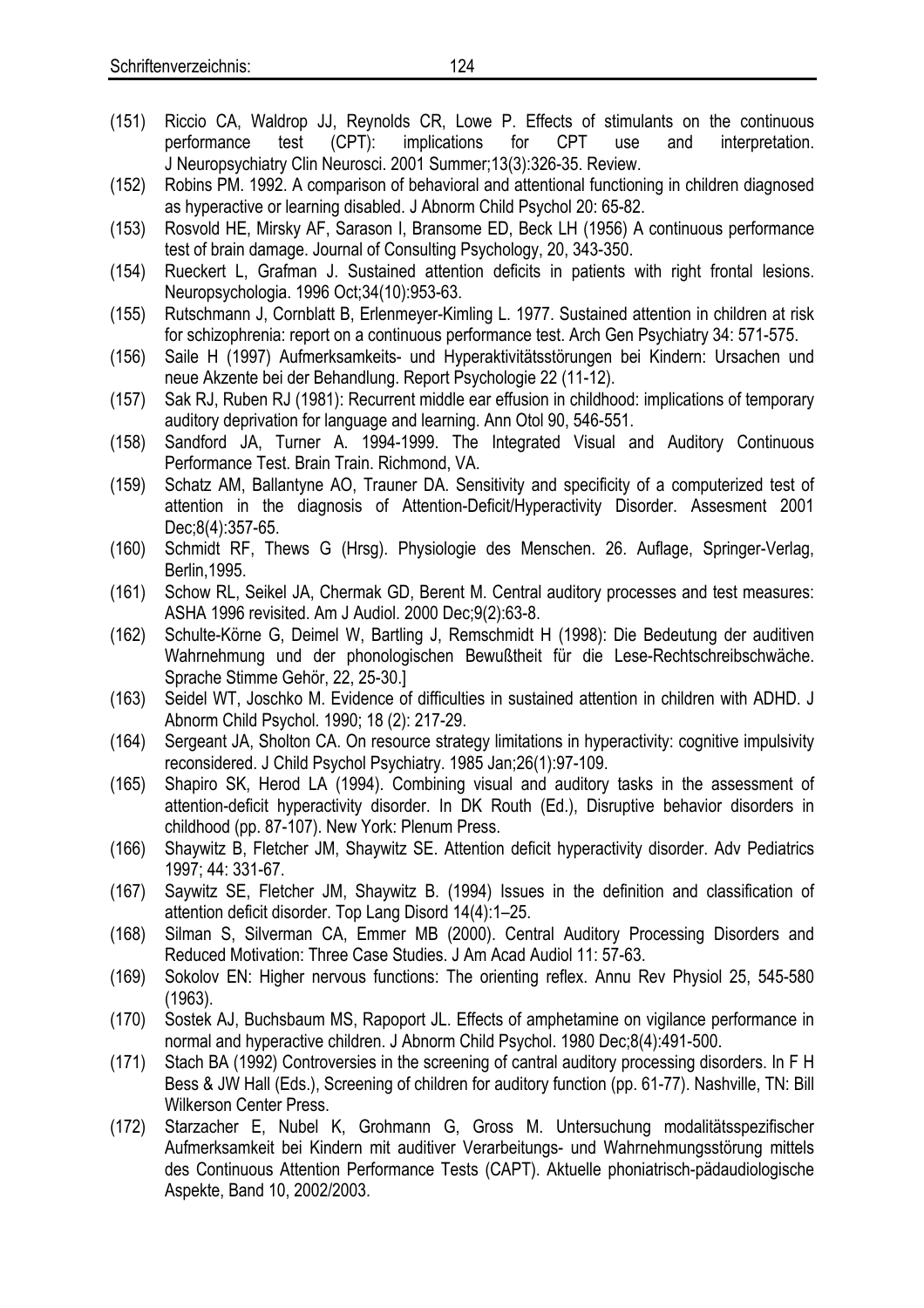(151) Riccio CA, Waldrop JJ, Reynolds CR, Lowe P. Effects of stimulants on the continuous performance test (CPT): implications for CPT use and interpretation. J Neuropsychiatry Clin Neurosci. 2001 Summer;13(3):326-35. Review.

(152) Robins PM. 1992. A comparison of behavioral and attentional functioning in children diagnosed as hyperactive or learning disabled. J Abnorm Child Psychol 20: 65-82.

(153) Rosvold HE, Mirsky AF, Sarason I, Bransome ED, Beck LH (1956) A continuous performance test of brain damage. Journal of Consulting Psychology, 20, 343-350.

(154) Rueckert L, Grafman J. Sustained attention deficits in patients with right frontal lesions. Neuropsychologia. 1996 Oct;34(10):953-63.

(155) Rutschmann J, Cornblatt B, Erlenmeyer-Kimling L. 1977. Sustained attention in children at risk for schizophrenia: report on a continuous performance test. Arch Gen Psychiatry 34: 571-575.

(156) Saile H (1997) Aufmerksamkeits- und Hyperaktivitätsstörungen bei Kindern: Ursachen und neue Akzente bei der Behandlung. Report Psychologie 22 (11-12).

(157) Sak RJ, Ruben RJ (1981): Recurrent middle ear effusion in childhood: implications of temporary auditory deprivation for language and learning. Ann Otol 90, 546-551.

(158) Sandford JA, Turner A. 1994-1999. The Integrated Visual and Auditory Continuous Performance Test. Brain Train. Richmond, VA.

(159) Schatz AM, Ballantyne AO, Trauner DA. Sensitivity and specificity of a computerized test of attention in the diagnosis of Attention-Deficit/Hyperactivity Disorder. Assesment 2001 Dec;8(4):357-65.

(160) Schmidt RF, Thews G (Hrsg). Physiologie des Menschen. 26. Auflage, Springer-Verlag, Berlin,1995.

(161) Schow RL, Seikel JA, Chermak GD, Berent M. Central auditory processes and test measures: ASHA 1996 revisited. Am J Audiol. 2000 Dec;9(2):63-8.

(162) Schulte-Körne G, Deimel W, Bartling J, Remschmidt H (1998): Die Bedeutung der auditiven Wahrnehmung und der phonologischen Bewußtheit für die Lese-Rechtschreibschwäche. Sprache Stimme Gehör, 22, 25-30.]

(163) Seidel WT, Joschko M. Evidence of difficulties in sustained attention in children with ADHD. J Abnorm Child Psychol. 1990; 18 (2): 217-29.

(164) Sergeant JA, Sholton CA. On resource strategy limitations in hyperactivity: cognitive impulsivity reconsidered. J Child Psychol Psychiatry. 1985 Jan;26(1):97-109.

(165) Shapiro SK, Herod LA (1994). Combining visual and auditory tasks in the assessment of attention-deficit hyperactivity disorder. In DK Routh (Ed.), Disruptive behavior disorders in childhood (pp. 87-107). New York: Plenum Press.

(166) Shaywitz B, Fletcher JM, Shaywitz SE. Attention deficit hyperactivity disorder. Adv Pediatrics 1997; 44: 331-67.

(167) Saywitz SE, Fletcher JM, Shaywitz B. (1994) Issues in the definition and classification of attention deficit disorder. Top Lang Disord 14(4):1–25.

(168) Silman S, Silverman CA, Emmer MB (2000). Central Auditory Processing Disorders and Reduced Motivation: Three Case Studies. J Am Acad Audiol 11: 57-63.

(169) Sokolov EN: Higher nervous functions: The orienting reflex. Annu Rev Physiol 25, 545-580 (1963).

(170) Sostek AJ, Buchsbaum MS, Rapoport JL. Effects of amphetamine on vigilance performance in normal and hyperactive children. J Abnorm Child Psychol. 1980 Dec;8(4):491-500.

(171) Stach BA (1992) Controversies in the screening of cantral auditory processing disorders. In F H Bess & JW Hall (Eds.), Screening of children for auditory function (pp. 61-77). Nashville, TN: Bill Wilkerson Center Press.

(172) Starzacher E, Nubel K, Grohmann G, Gross M. Untersuchung modalitätsspezifischer Aufmerksamkeit bei Kindern mit auditiver Verarbeitungs- und Wahrnehmungsstörung mittels des Continuous Attention Performance Tests (CAPT). Aktuelle phoniatrisch-pädaudiologische Aspekte, Band 10, 2002/2003.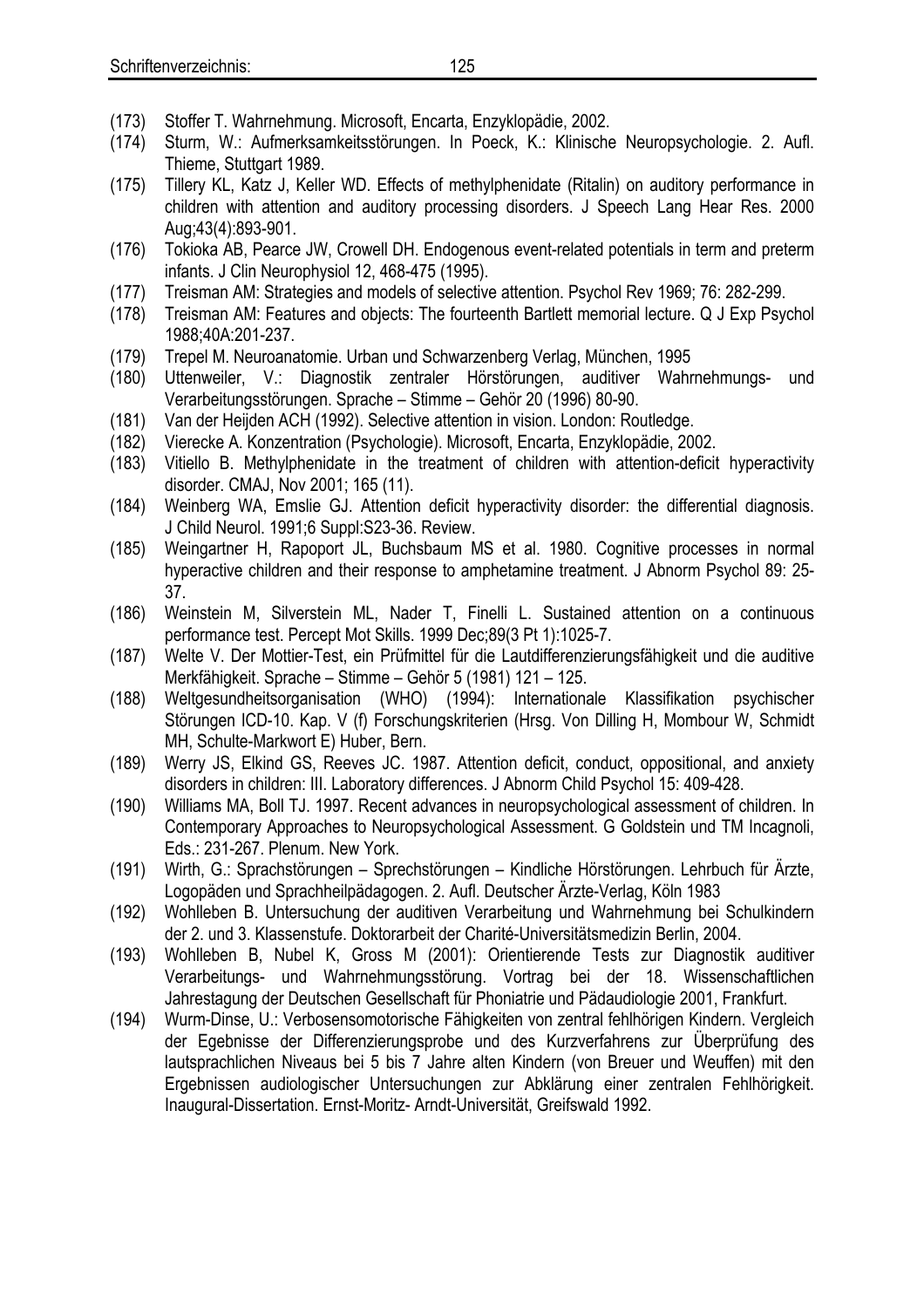(173) Stoffer T. Wahrnehmung. Microsoft, Encarta, Enzyklopädie, 2002.

(174) Sturm, W.: Aufmerksamkeitsstörungen. In Poeck, K.: Klinische Neuropsychologie. 2. Aufl. Thieme, Stuttgart 1989.

(175) Tillery KL, Katz J, Keller WD. Effects of methylphenidate (Ritalin) on auditory performance in children with attention and auditory processing disorders. J Speech Lang Hear Res. 2000 Aug;43(4):893-901.

(176) Tokioka AB, Pearce JW, Crowell DH. Endogenous event-related potentials in term and preterm infants. J Clin Neurophysiol 12, 468-475 (1995).

(177) Treisman AM: Strategies and models of selective attention. Psychol Rev 1969; 76: 282-299.

(178) Treisman AM: Features and objects: The fourteenth Bartlett memorial lecture. Q J Exp Psychol 1988;40A:201-237.

(179) Trepel M. Neuroanatomie. Urban und Schwarzenberg Verlag, München, 1995

(180) Uttenweiler, V.: Diagnostik zentraler Hörstörungen, auditiver Wahrnehmungs- und Verarbeitungsstörungen. Sprache – Stimme – Gehör 20 (1996) 80-90.

(181) Van der Heijden ACH (1992). Selective attention in vision. London: Routledge.

(182) Vierecke A. Konzentration (Psychologie). Microsoft, Encarta, Enzyklopädie, 2002.

(183) Vitiello B. Methylphenidate in the treatment of children with attention-deficit hyperactivity disorder. CMAJ, Nov 2001; 165 (11).

(184) Weinberg WA, Emslie GJ. Attention deficit hyperactivity disorder: the differential diagnosis. J Child Neurol. 1991;6 Suppl:S23-36. Review.

(185) Weingartner H, Rapoport JL, Buchsbaum MS et al. 1980. Cognitive processes in normal hyperactive children and their response to amphetamine treatment. J Abnorm Psychol 89: 25-37.

(186) Weinstein M, Silverstein ML, Nader T, Finelli L. Sustained attention on a continuous performance test. Percept Mot Skills. 1999 Dec;89(3 Pt 1):1025-7.

(187) Welte V. Der Mottier-Test, ein Prüfmittel für die Lautdifferenzierungsfähigkeit und die auditive Merkfähigkeit. Sprache – Stimme – Gehör 5 (1981) 121 – 125.

(188) Weltgesundheitsorganisation (WHO) (1994): Internationale Klassifikation psychischer Störungen ICD-10. Kap. V (f) Forschungskriterien (Hrsg. Von Dilling H, Mombour W, Schmidt MH, Schulte-Markwort E) Huber, Bern.

(189) Werry JS, Elkind GS, Reeves JC. 1987. Attention deficit, conduct, oppositional, and anxiety disorders in children: III. Laboratory differences. J Abnorm Child Psychol 15: 409-428.

(190) Williams MA, Boll TJ. 1997. Recent advances in neuropsychological assessment of children. In Contemporary Approaches to Neuropsychological Assessment. G Goldstein und TM Incagnoli, Eds.: 231-267. Plenum. New York.

(191) Wirth, G.: Sprachstörungen – Sprechstörungen – Kindliche Hörstörungen. Lehrbuch für Ärzte, Logopäden und Sprachheilpädagogen. 2. Aufl. Deutscher Ärzte-Verlag, Köln 1983

(192) Wohlleben B. Untersuchung der auditiven Verarbeitung und Wahrnehmung bei Schulkindern der 2. und 3. Klassenstufe. Doktorarbeit der Charité-Universitätsmedizin Berlin, 2004.

(193) Wohlleben B, Nubel K, Gross M (2001): Orientierende Tests zur Diagnostik auditiver Verarbeitungs- und Wahrnehmungsstörung. Vortrag bei der 18. Wissenschaftlichen Jahrestagung der Deutschen Gesellschaft für Phoniatrie und Pädaudiologie 2001, Frankfurt.

(194) Wurm-Dinse, U.: Verbosensomotorische Fähigkeiten von zentral fehlhörigen Kindern. Vergleich der Egebnisse der Differenzierungsprobe und des Kurzverfahrens zur Überprüfung des lautsprachlichen Niveaus bei 5 bis 7 Jahre alten Kindern (von Breuer und Weuffen) mit den Ergebnissen audiologischer Untersuchungen zur Abklärung einer zentralen Fehlhörigkeit. Inaugural-Dissertation. Ernst-Moritz- Arndt-Universität, Greifswald 1992.